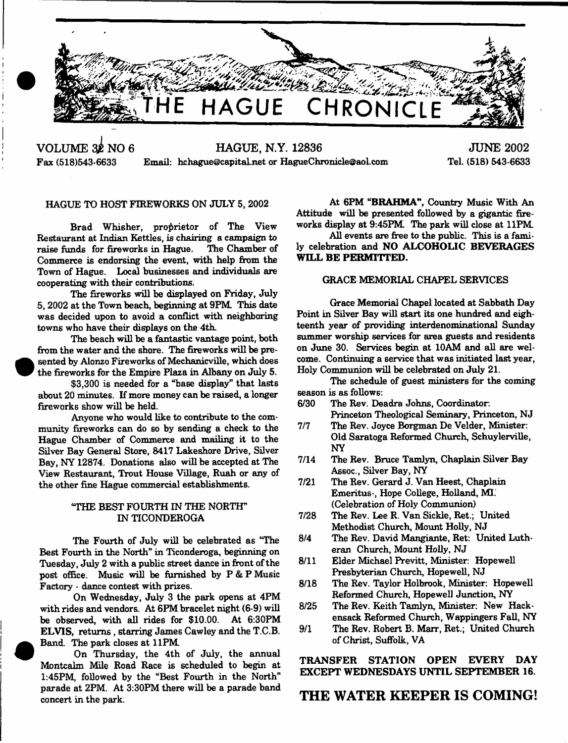# THE HAGUE CHRONICLE

VOLUME 32 NO 6 — HAGUE, N.Y. 12836 — JUNE 2002

Fax (518)543-6633 — Email: hchague@capital.net or HagueChronicle@aol.com — Tel. (518) 543-6633

## HAGUE TO HOST FIREWORKS ON JULY 5, 2002

Brad Whisher, proprietor of The View Restaurant at Indian Kettles, is chairing a campaign to raise funds for fireworks in Hague. The Chamber of Commerce is endorsing the event, with help from the Town of Hague. Local businesses and individuals are cooperating with their contributions.

The fireworks will be displayed on Friday, July 5, 2002 at the Town beach, beginning at 9PM. This date was decided upon to avoid a conflict with neighboring towns who have their displays on the 4th.

The beach will be a fantastic vantage point, both from the water and the shore. The fireworks will be presented by Alonzo Fireworks of Mechanicville, which does the fireworks for the Empire Plaza in Albany on July 5.

$3,300 is needed for a "base display" that lasts about 20 minutes. If more money can be raised, a longer fireworks show will be held.

Anyone who would like to contribute to the community fireworks can do so by sending a check to the Hague Chamber of Commerce and mailing it to the Silver Bay General Store, 8417 Lakeshore Drive, Silver Bay, NY 12874. Donations also will be accepted at The View Restaurant, Trout House Village, Ruah or any of the other fine Hague commercial establishments.

## "THE BEST FOURTH IN THE NORTH" IN TICONDEROGA

The Fourth of July will be celebrated as "The Best Fourth in the North" in Ticonderoga, beginning on Tuesday, July 2 with a public street dance in front of the post office. Music will be furnished by P & P Music Factory - dance contest with prizes.

On Wednesday, July 3 the park opens at 4PM with rides and vendors. At 6PM bracelet night (6-9) will be observed, with all rides for $10.00. At 6:30PM **ELVIS**, returns, starring James Cawley and the T.C.B. Band. The park closes at 11PM.

On Thursday, the 4th of July, the annual Montcalm Mile Road Race is scheduled to begin at 1:45PM, followed by the "Best Fourth in the North" parade at 2PM. At 3:30PM there will be a parade band concert in the park.

At 6PM **"BRAHMA"**, Country Music With An Attitude will be presented followed by a gigantic fireworks display at 9:45PM. The park will close at 11PM.

All events are free to the public. This is a family celebration and **NO ALCOHOLIC BEVERAGES WILL BE PERMITTED.**

## GRACE MEMORIAL CHAPEL SERVICES

Grace Memorial Chapel located at Sabbath Day Point in Silver Bay will start its one hundred and eighteenth year of providing interdenominational Sunday summer worship services for area guests and residents on June 30. Services begin at 10AM and all are welcome. Continuing a service that was initiated last year, Holy Communion will be celebrated on July 21.

The schedule of guest ministers for the coming season is as follows:

- 6/30 The Rev. Deadra Johns, Coordinator: Princeton Theological Seminary, Princeton, NJ
- 7/7 The Rev. Joyce Borgman De Velder, Minister: Old Saratoga Reformed Church, Schuylerville, NY
- 7/14 The Rev. Bruce Tamlyn, Chaplain Silver Bay Assoc., Silver Bay, NY
- 7/21 The Rev. Gerard J. Van Heest, Chaplain Emeritus-, Hope College, Holland, MI. (Celebration of Holy Communion)
- 7/28 The Rev. Lee R. Van Sickle, Ret.; United Methodist Church, Mount Holly, NJ
- 8/4 The Rev. David Mangiante, Ret: United Lutheran Church, Mount Holly, NJ
- 8/11 Elder Michael Previtt, Minister: Hopewell Presbyterian Church, Hopewell, NJ
- 8/18 The Rev. Taylor Holbrook, Minister: Hopewell Reformed Church, Hopewell Junction, NY
- 8/25 The Rev. Keith Tamlyn, Minister: New Hackensack Reformed Church, Wappingers Fall, NY
- 9/1 The Rev. Robert B. Marr, Ret.; United Church of Christ, Suffolk, VA

**TRANSFER STATION OPEN EVERY DAY EXCEPT WEDNESDAYS UNTIL SEPTEMBER 16.**

## THE WATER KEEPER IS COMING!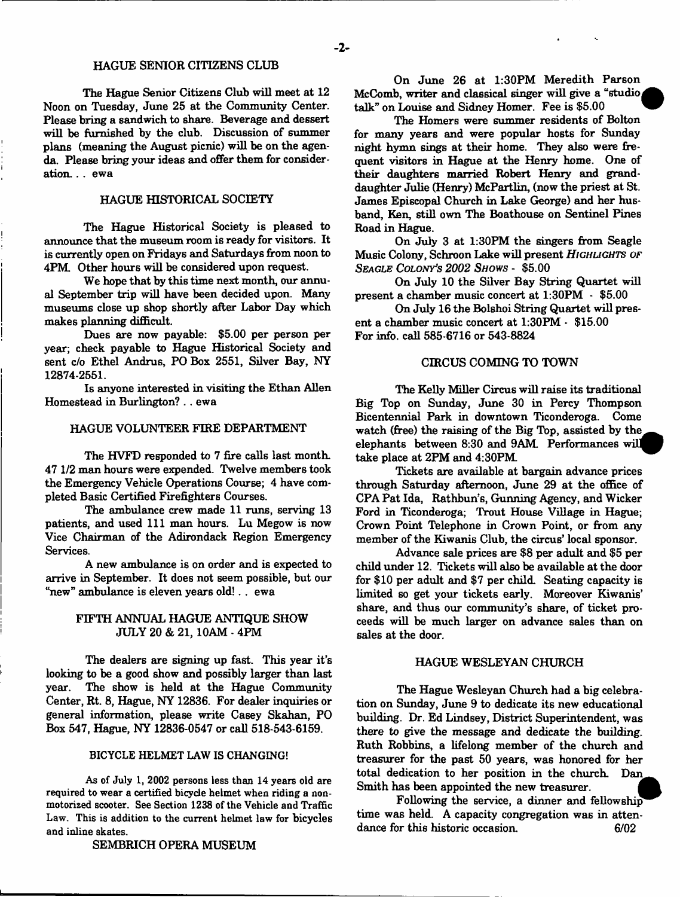## HAGUE SENIOR CITIZENS CLUB

The Hague Senior Citizens Club will meet at 12 Noon on Tuesday, June 25 at the Community Center. Please bring a sandwich to share. Beverage and dessert will be furnished by the club. Discussion of summer plans (meaning the August picnic) will be on the agenda. Please bring your ideas and offer them for consideration... ewa

## HAGUE HISTORICAL SOCIETY

The Hague Historical Society is pleased to announce that the museum room is ready for visitors. It is currently open on Fridays and Saturdays from noon to 4PM. Other hours will be considered upon request.

We hope that by this time next month, our annual September trip will have been decided upon. Many museums close up shop shortly after Labor Day which makes planning difficult.

Dues are now payable: $5.00 per person per year; check payable to Hague Historical Society and sent c/o Ethel Andrus, PO Box 2551, Silver Bay, NY 12874-2551.

Is anyone interested in visiting the Ethan Allen Homestead in Burlington? .. ewa

## HAGUE VOLUNTEER FIRE DEPARTMENT

The HVFD responded to 7 fire calls last month. 47 1/2 man hours were expended. Twelve members took the Emergency Vehicle Operations Course; 4 have completed Basic Certified Firefighters Courses.

The ambulance crew made 11 runs, serving 13 patients, and used 111 man hours. Lu Megow is now Vice Chairman of the Adirondack Region Emergency Services.

A new ambulance is on order and is expected to arrive in September. It does not seem possible, but our "new" ambulance is eleven years old! .. ewa

## FIFTH ANNUAL HAGUE ANTIQUE SHOW JULY 20 & 21, 10AM - 4PM

The dealers are signing up fast. This year it's looking to be a good show and possibly larger than last year. The show is held at the Hague Community Center, Rt. 8, Hague, NY 12836. For dealer inquiries or general information, please write Casey Skahan, PO Box 547, Hague, NY 12836-0547 or call 518-543-6159.

### BICYCLE HELMET LAW IS CHANGING!

As of July 1, 2002 persons less than 14 years old are required to wear a certified bicycle helmet when riding a non-motorized scooter. See Section 1238 of the Vehicle and Traffic Law. This is addition to the current helmet law for bicycles and inline skates.

## SEMBRICH OPERA MUSEUM

On June 26 at 1:30PM Meredith Parson McComb, writer and classical singer will give a "studio talk" on Louise and Sidney Homer. Fee is $5.00

The Homers were summer residents of Bolton for many years and were popular hosts for Sunday night hymn sings at their home. They also were frequent visitors in Hague at the Henry home. One of their daughters married Robert Henry and granddaughter Julie (Henry) McPartlin, (now the priest at St. James Episcopal Church in Lake George) and her husband, Ken, still own The Boathouse on Sentinel Pines Road in Hague.

On July 3 at 1:30PM the singers from Seagle Music Colony, Schroon Lake will present *Highlights of Seagle Colony's 2002 Shows* - $5.00

On July 10 the Silver Bay String Quartet will present a chamber music concert at 1:30PM - $5.00

On July 16 the Bolshoi String Quartet will present a chamber music concert at 1:30PM - $15.00
For info. call 585-6716 or 543-8824

## CIRCUS COMING TO TOWN

The Kelly Miller Circus will raise its traditional Big Top on Sunday, June 30 in Percy Thompson Bicentennial Park in downtown Ticonderoga. Come watch (free) the raising of the Big Top, assisted by the elephants between 8:30 and 9AM. Performances will take place at 2PM and 4:30PM.

Tickets are available at bargain advance prices through Saturday afternoon, June 29 at the office of CPA Pat Ida, Rathbun's, Gunning Agency, and Wicker Ford in Ticonderoga; Trout House Village in Hague; Crown Point Telephone in Crown Point, or from any member of the Kiwanis Club, the circus' local sponsor.

Advance sale prices are $8 per adult and $5 per child under 12. Tickets will also be available at the door for $10 per adult and $7 per child. Seating capacity is limited so get your tickets early. Moreover Kiwanis' share, and thus our community's share, of ticket proceeds will be much larger on advance sales than on sales at the door.

## HAGUE WESLEYAN CHURCH

The Hague Wesleyan Church had a big celebration on Sunday, June 9 to dedicate its new educational building. Dr. Ed Lindsey, District Superintendent, was there to give the message and dedicate the building. Ruth Robbins, a lifelong member of the church and treasurer for the past 50 years, was honored for her total dedication to her position in the church. Dan Smith has been appointed the new treasurer.

Following the service, a dinner and fellowship time was held. A capacity congregation was in attendance for this historic occasion. 6/02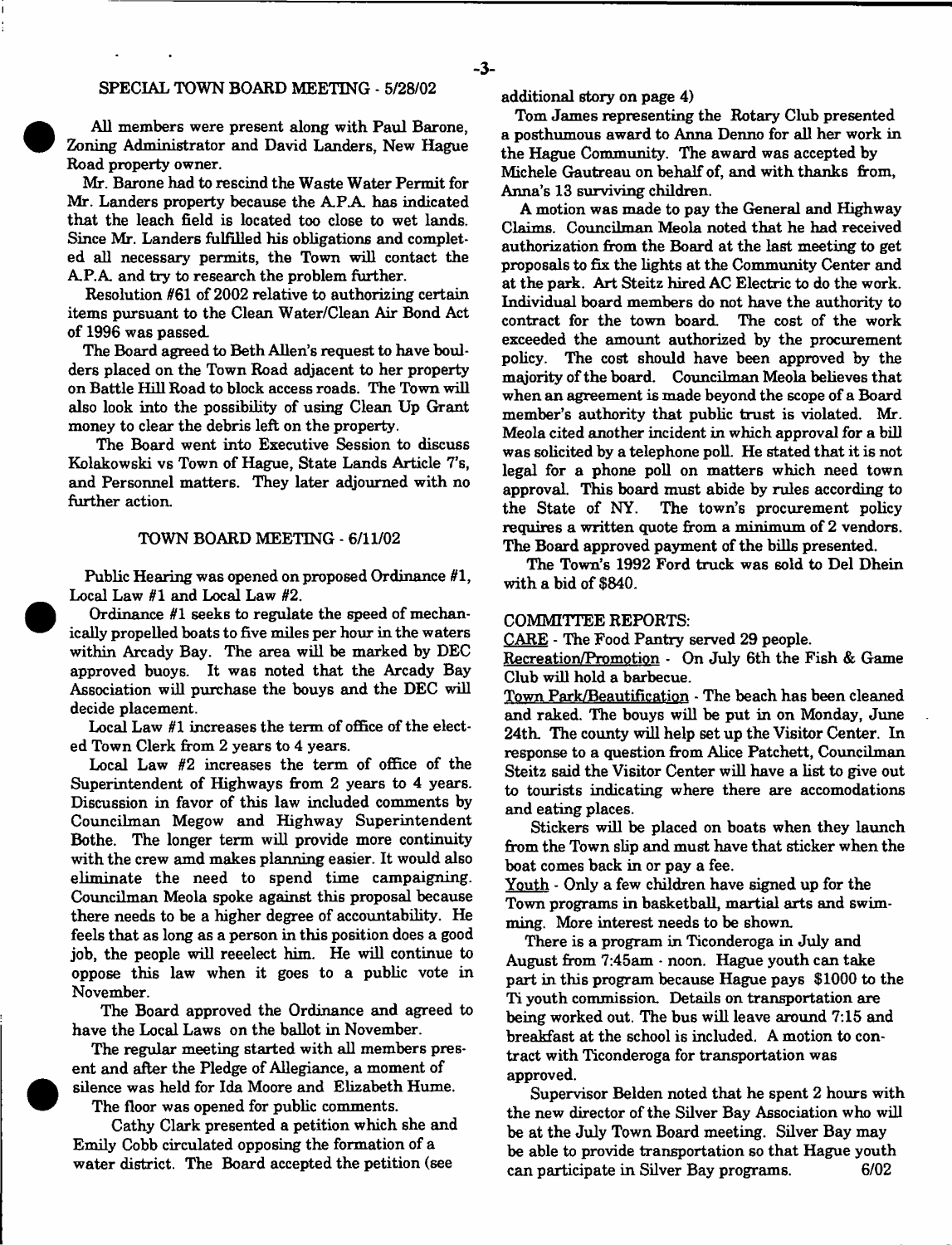## SPECIAL TOWN BOARD MEETING - 5/28/02

All members were present along with Paul Barone, Zoning Administrator and David Landers, New Hague Road property owner.

Mr. Barone had to rescind the Waste Water Permit for Mr. Landers property because the A.P.A. has indicated that the leach field is located too close to wet lands. Since Mr. Landers fulfilled his obligations and completed all necessary permits, the Town will contact the A.P.A. and try to research the problem further.

Resolution #61 of 2002 relative to authorizing certain items pursuant to the Clean Water/Clean Air Bond Act of 1996 was passed.

The Board agreed to Beth Allen's request to have boulders placed on the Town Road adjacent to her property on Battle Hill Road to block access roads. The Town will also look into the possibility of using Clean Up Grant money to clear the debris left on the property.

The Board went into Executive Session to discuss Kolakowski vs Town of Hague, State Lands Article 7's, and Personnel matters. They later adjourned with no further action.

## TOWN BOARD MEETING - 6/11/02

Public Hearing was opened on proposed Ordinance #1, Local Law #1 and Local Law #2.

Ordinance #1 seeks to regulate the speed of mechanically propelled boats to five miles per hour in the waters within Arcady Bay. The area will be marked by DEC approved buoys. It was noted that the Arcady Bay Association will purchase the bouys and the DEC will decide placement.

Local Law #1 increases the term of office of the elected Town Clerk from 2 years to 4 years.

Local Law #2 increases the term of office of the Superintendent of Highways from 2 years to 4 years. Discussion in favor of this law included comments by Councilman Megow and Highway Superintendent Bothe. The longer term will provide more continuity with the crew amd makes planning easier. It would also eliminate the need to spend time campaigning. Councilman Meola spoke against this proposal because there needs to be a higher degree of accountability. He feels that as long as a person in this position does a good job, the people will reeelect him. He will continue to oppose this law when it goes to a public vote in November.

The Board approved the Ordinance and agreed to have the Local Laws on the ballot in November.

The regular meeting started with all members present and after the Pledge of Allegiance, a moment of silence was held for Ida Moore and Elizabeth Hume.

The floor was opened for public comments.

Cathy Clark presented a petition which she and Emily Cobb circulated opposing the formation of a water district. The Board accepted the petition (see additional story on page 4)

Tom James representing the Rotary Club presented a posthumous award to Anna Denno for all her work in the Hague Community. The award was accepted by Michele Gautreau on behalf of, and with thanks from, Anna's 13 surviving children.

A motion was made to pay the General and Highway Claims. Councilman Meola noted that he had received authorization from the Board at the last meeting to get proposals to fix the lights at the Community Center and at the park. Art Steitz hired AC Electric to do the work. Individual board members do not have the authority to contract for the town board. The cost of the work exceeded the amount authorized by the procurement policy. The cost should have been approved by the majority of the board. Councilman Meola believes that when an agreement is made beyond the scope of a Board member's authority that public trust is violated. Mr. Meola cited another incident in which approval for a bill was solicited by a telephone poll. He stated that it is not legal for a phone poll on matters which need town approval. This board must abide by rules according to the State of NY. The town's procurement policy requires a written quote from a minimum of 2 vendors. The Board approved payment of the bills presented.

The Town's 1992 Ford truck was sold to Del Dhein with a bid of $840.

COMMITTEE REPORTS:

CARE - The Food Pantry served 29 people.

Recreation/Promotion - On July 6th the Fish & Game Club will hold a barbecue.

Town Park/Beautification - The beach has been cleaned and raked. The bouys will be put in on Monday, June 24th. The county will help set up the Visitor Center. In response to a question from Alice Patchett, Councilman Steitz said the Visitor Center will have a list to give out to tourists indicating where there are accomodations and eating places.

Stickers will be placed on boats when they launch from the Town slip and must have that sticker when the boat comes back in or pay a fee.

Youth - Only a few children have signed up for the Town programs in basketball, martial arts and swimming. More interest needs to be shown.

There is a program in Ticonderoga in July and August from 7:45am - noon. Hague youth can take part in this program because Hague pays $1000 to the Ti youth commission. Details on transportation are being worked out. The bus will leave around 7:15 and breakfast at the school is included. A motion to contract with Ticonderoga for transportation was approved.

Supervisor Belden noted that he spent 2 hours with the new director of the Silver Bay Association who will be at the July Town Board meeting. Silver Bay may be able to provide transportation so that Hague youth can participate in Silver Bay programs. 6/02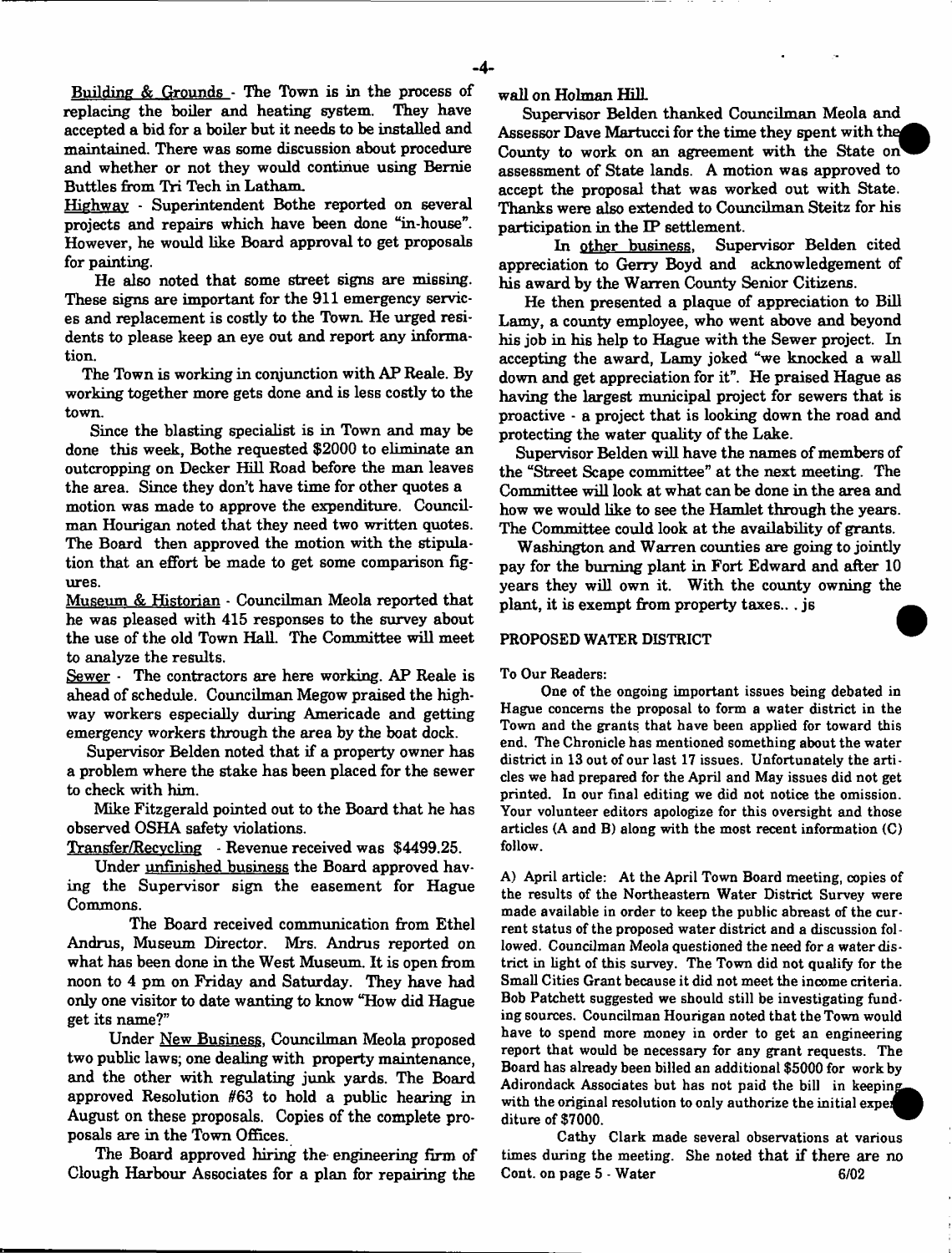Building & Grounds - The Town is in the process of replacing the boiler and heating system. They have accepted a bid for a boiler but it needs to be installed and maintained. There was some discussion about procedure and whether or not they would continue using Bernie Buttles from Tri Tech in Latham.

Highway - Superintendent Bothe reported on several projects and repairs which have been done "in-house". However, he would like Board approval to get proposals for painting.

He also noted that some street signs are missing. These signs are important for the 911 emergency services and replacement is costly to the Town. He urged residents to please keep an eye out and report any information.

The Town is working in conjunction with AP Reale. By working together more gets done and is less costly to the town.

Since the blasting specialist is in Town and may be done this week, Bothe requested $2000 to eliminate an outcropping on Decker Hill Road before the man leaves the area. Since they don't have time for other quotes a motion was made to approve the expenditure. Councilman Hourigan noted that they need two written quotes. The Board then approved the motion with the stipulation that an effort be made to get some comparison figures.

Museum & Historian - Councilman Meola reported that he was pleased with 415 responses to the survey about the use of the old Town Hall. The Committee will meet to analyze the results.

Sewer - The contractors are here working. AP Reale is ahead of schedule. Councilman Megow praised the highway workers especially during Americade and getting emergency workers through the area by the boat dock.

Supervisor Belden noted that if a property owner has a problem where the stake has been placed for the sewer to check with him.

Mike Fitzgerald pointed out to the Board that he has observed OSHA safety violations.

Transfer/Recycling - Revenue received was $4499.25.

Under unfinished business the Board approved having the Supervisor sign the easement for Hague Commons.

The Board received communication from Ethel Andrus, Museum Director. Mrs. Andrus reported on what has been done in the West Museum. It is open from noon to 4 pm on Friday and Saturday. They have had only one visitor to date wanting to know "How did Hague get its name?"

Under New Business, Councilman Meola proposed two public laws; one dealing with property maintenance, and the other with regulating junk yards. The Board approved Resolution #63 to hold a public hearing in August on these proposals. Copies of the complete proposals are in the Town Offices.

The Board approved hiring the engineering firm of Clough Harbour Associates for a plan for repairing the wall on Holman Hill.

Supervisor Belden thanked Councilman Meola and Assessor Dave Martucci for the time they spent with the County to work on an agreement with the State on assessment of State lands. A motion was approved to accept the proposal that was worked out with State. Thanks were also extended to Councilman Steitz for his participation in the IP settlement.

In other business, Supervisor Belden cited appreciation to Gerry Boyd and acknowledgement of his award by the Warren County Senior Citizens.

He then presented a plaque of appreciation to Bill Lamy, a county employee, who went above and beyond his job in his help to Hague with the Sewer project. In accepting the award, Lamy joked "we knocked a wall down and get appreciation for it". He praised Hague as having the largest municipal project for sewers that is proactive - a project that is looking down the road and protecting the water quality of the Lake.

Supervisor Belden will have the names of members of the "Street Scape committee" at the next meeting. The Committee will look at what can be done in the area and how we would like to see the Hamlet through the years. The Committee could look at the availability of grants.

Washington and Warren counties are going to jointly pay for the burning plant in Fort Edward and after 10 years they will own it. With the county owning the plant, it is exempt from property taxes.. . js

## PROPOSED WATER DISTRICT

To Our Readers:

One of the ongoing important issues being debated in Hague concerns the proposal to form a water district in the Town and the grants that have been applied for toward this end. The Chronicle has mentioned something about the water district in 13 out of our last 17 issues. Unfortunately the articles we had prepared for the April and May issues did not get printed. In our final editing we did not notice the omission. Your volunteer editors apologize for this oversight and those articles (A and B) along with the most recent information (C) follow.

A) April article: At the April Town Board meeting, copies of the results of the Northeastern Water District Survey were made available in order to keep the public abreast of the current status of the proposed water district and a discussion followed. Councilman Meola questioned the need for a water district in light of this survey. The Town did not qualify for the Small Cities Grant because it did not meet the income criteria. Bob Patchett suggested we should still be investigating funding sources. Councilman Hourigan noted that the Town would have to spend more money in order to get an engineering report that would be necessary for any grant requests. The Board has already been billed an additional $5000 for work by Adirondack Associates but has not paid the bill in keeping with the original resolution to only authorize the initial expenditure of $7000.

Cathy Clark made several observations at various times during the meeting. She noted that if there are no

Cont. on page 5 - Water 6/02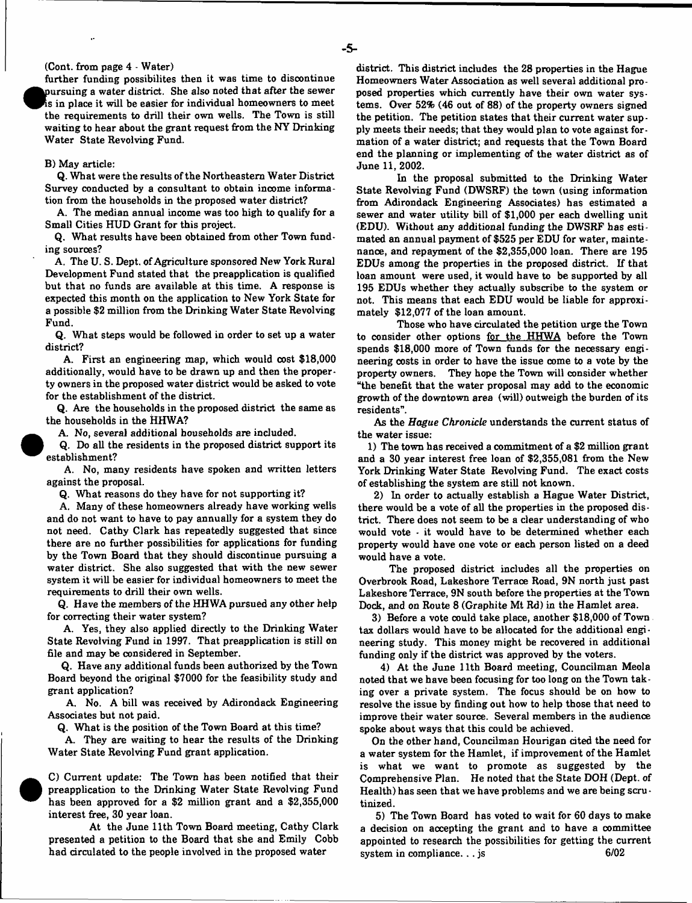(Cont. from page 4 - Water)

further funding possibilites then it was time to discontinue pursuing a water district. She also noted that after the sewer is in place it will be easier for individual homeowners to meet the requirements to drill their own wells. The Town is still waiting to hear about the grant request from the NY Drinking Water State Revolving Fund.

B) May article:

Q. What were the results of the Northeastern Water District Survey conducted by a consultant to obtain income information from the households in the proposed water district?

A. The median annual income was too high to qualify for a Small Cities HUD Grant for this project.

Q. What results have been obtained from other Town funding sources?

A. The U. S. Dept. of Agriculture sponsored New York Rural Development Fund stated that the preapplication is qualified but that no funds are available at this time. A response is expected this month on the application to New York State for a possible $2 million from the Drinking Water State Revolving Fund.

Q. What steps would be followed in order to set up a water district?

A. First an engineering map, which would cost $18,000 additionally, would have to be drawn up and then the property owners in the proposed water district would be asked to vote for the establishment of the district.

Q. Are the households in the proposed district the same as the households in the HHWA?

A. No, several additional households are included.

Q. Do all the residents in the proposed district support its establishment?

A. No, many residents have spoken and written letters against the proposal.

Q. What reasons do they have for not supporting it?

A. Many of these homeowners already have working wells and do not want to have to pay annually for a system they do not need. Cathy Clark has repeatedly suggested that since there are no further possibilities for applications for funding by the Town Board that they should discontinue pursuing a water district. She also suggested that with the new sewer system it will be easier for individual homeowners to meet the requirements to drill their own wells.

Q. Have the members of the HHWA pursued any other help for correcting their water system?

A. Yes, they also applied directly to the Drinking Water State Revolving Fund in 1997. That preapplication is still on file and may be considered in September.

Q. Have any additional funds been authorized by the Town Board beyond the original $7000 for the feasibility study and grant application?

A. No. A bill was received by Adirondack Engineering Associates but not paid.

Q. What is the position of the Town Board at this time?

A. They are waiting to hear the results of the Drinking Water State Revolving Fund grant application.

C) Current update: The Town has been notified that their preapplication to the Drinking Water State Revolving Fund has been approved for a $2 million grant and a $2,355,000 interest free, 30 year loan.

At the June 11th Town Board meeting, Cathy Clark presented a petition to the Board that she and Emily Cobb had circulated to the people involved in the proposed water district. This district includes the 28 properties in the Hague Homeowners Water Association as well several additional proposed properties which currently have their own water systems. Over 52% (46 out of 88) of the property owners signed the petition. The petition states that their current water supply meets their needs; that they would plan to vote against formation of a water district; and requests that the Town Board end the planning or implementing of the water district as of June 11, 2002.

In the proposal submitted to the Drinking Water State Revolving Fund (DWSRF) the town (using information from Adirondack Engineering Associates) has estimated a sewer and water utility bill of $1,000 per each dwelling unit (EDU). Without any additional funding the DWSRF has estimated an annual payment of $525 per EDU for water, maintenance, and repayment of the $2,355,000 loan. There are 195 EDUs among the properties in the proposed district. If that loan amount were used, it would have to be supported by all 195 EDUs whether they actually subscribe to the system or not. This means that each EDU would be liable for approximately $12,077 of the loan amount.

Those who have circulated the petition urge the Town to consider other options for the HHWA before the Town spends $18,000 more of Town funds for the necessary engineering costs in order to have the issue come to a vote by the property owners. They hope the Town will consider whether "the benefit that the water proposal may add to the economic growth of the downtown area (will) outweigh the burden of its residents".

As the *Hague Chronicle* understands the current status of the water issue:

1) The town has received a commitment of a $2 million grant and a 30 year interest free loan of $2,355,081 from the New York Drinking Water State Revolving Fund. The exact costs of establishing the system are still not known.

2) In order to actually establish a Hague Water District, there would be a vote of all the properties in the proposed district. There does not seem to be a clear understanding of who would vote - it would have to be determined whether each property would have one vote or each person listed on a deed would have a vote.

The proposed district includes all the properties on Overbrook Road, Lakeshore Terrace Road, 9N north just past Lakeshore Terrace, 9N south before the properties at the Town Dock, and on Route 8 (Graphite Mt Rd) in the Hamlet area.

3) Before a vote could take place, another $18,000 of Town tax dollars would have to be allocated for the additional engineering study. This money might be recovered in additional funding only if the district was approved by the voters.

4) At the June 11th Board meeting, Councilman Meola noted that we have been focusing for too long on the Town taking over a private system. The focus should be on how to resolve the issue by finding out how to help those that need to improve their water source. Several members in the audience spoke about ways that this could be achieved.

On the other hand, Councilman Hourigan cited the need for a water system for the Hamlet, if improvement of the Hamlet is what we want to promote as suggested by the Comprehensive Plan. He noted that the State DOH (Dept. of Health) has seen that we have problems and we are being scrutinized.

5) The Town Board has voted to wait for 60 days to make a decision on accepting the grant and to have a committee appointed to research the possibilities for getting the current system in compliance. . . js 6/02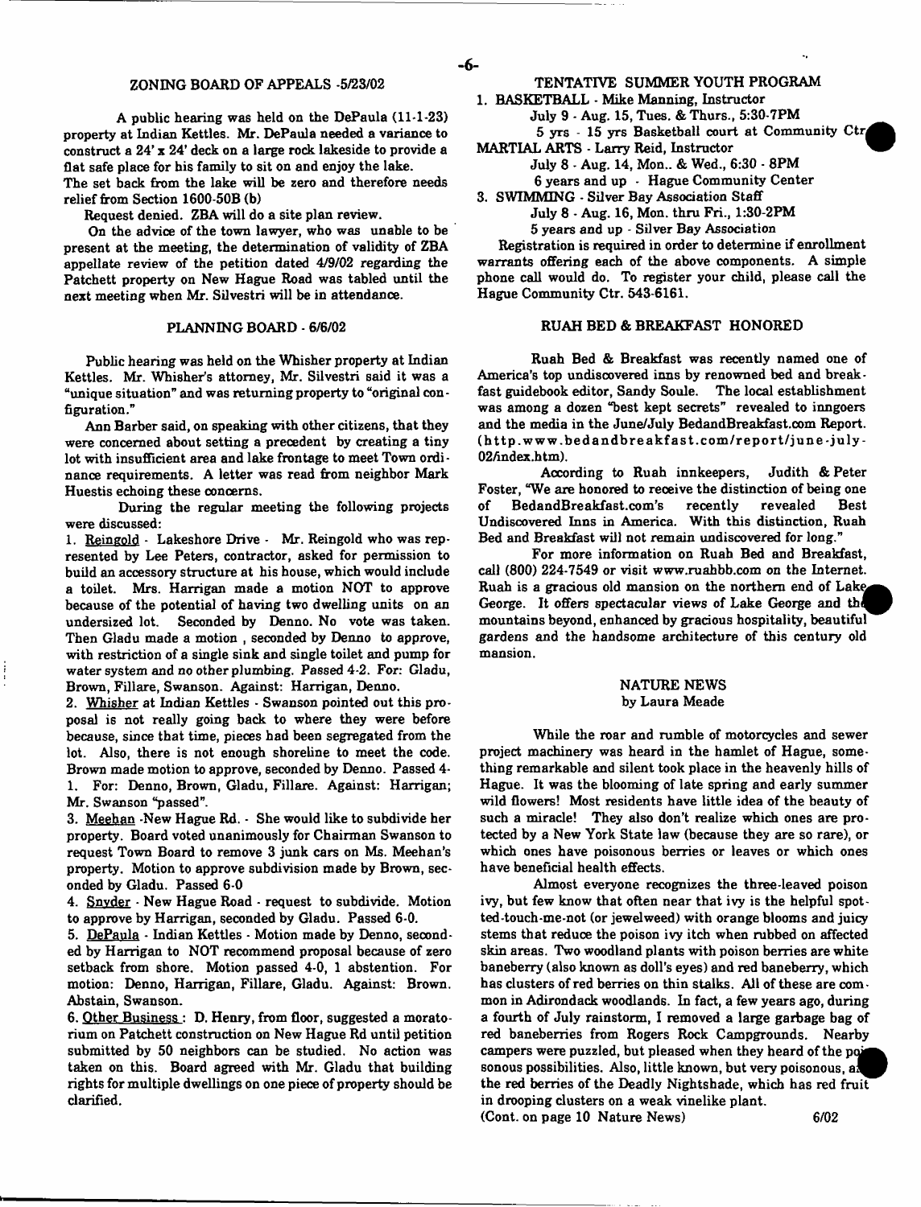## ZONING BOARD OF APPEALS -5/23/02

A public hearing was held on the DePaula (11-1-23) property at Indian Kettles. Mr. DePaula needed a variance to construct a 24' x 24' deck on a large rock lakeside to provide a flat safe place for his family to sit on and enjoy the lake.

The set back from the lake will be zero and therefore needs relief from Section 1600-50B (b)

Request denied. ZBA will do a site plan review.

On the advice of the town lawyer, who was unable to be present at the meeting, the determination of validity of ZBA appellate review of the petition dated 4/9/02 regarding the Patchett property on New Hague Road was tabled until the next meeting when Mr. Silvestri will be in attendance.

## PLANNING BOARD - 6/6/02

Public hearing was held on the Whisher property at Indian Kettles. Mr. Whisher's attorney, Mr. Silvestri said it was a "unique situation" and was returning property to "original configuration."

Ann Barber said, on speaking with other citizens, that they were concerned about setting a precedent by creating a tiny lot with insufficient area and lake frontage to meet Town ordinance requirements. A letter was read from neighbor Mark Huestis echoing these concerns.

During the regular meeting the following projects were discussed:

1. Reingold - Lakeshore Drive - Mr. Reingold who was represented by Lee Peters, contractor, asked for permission to build an accessory structure at his house, which would include a toilet. Mrs. Harrigan made a motion NOT to approve because of the potential of having two dwelling units on an undersized lot. Seconded by Denno. No vote was taken. Then Gladu made a motion , seconded by Denno to approve, with restriction of a single sink and single toilet and pump for water system and no other plumbing. Passed 4-2. For: Gladu, Brown, Fillare, Swanson. Against: Harrigan, Denno.
2. Whisher at Indian Kettles - Swanson pointed out this proposal is not really going back to where they were before because, since that time, pieces had been segregated from the lot. Also, there is not enough shoreline to meet the code. Brown made motion to approve, seconded by Denno. Passed 4-1. For: Denno, Brown, Gladu, Fillare. Against: Harrigan; Mr. Swanson "passed".
3. Meehan -New Hague Rd. - She would like to subdivide her property. Board voted unanimously for Chairman Swanson to request Town Board to remove 3 junk cars on Ms. Meehan's property. Motion to approve subdivision made by Brown, seconded by Gladu. Passed 6-0
4. Snyder - New Hague Road - request to subdivide. Motion to approve by Harrigan, seconded by Gladu. Passed 6-0.
5. DePaula - Indian Kettles - Motion made by Denno, seconded by Harrigan to NOT recommend proposal because of zero setback from shore. Motion passed 4-0, 1 abstention. For motion: Denno, Harrigan, Fillare, Gladu. Against: Brown. Abstain, Swanson.
6. Other Business : D. Henry, from floor, suggested a moratorium on Patchett construction on New Hague Rd until petition submitted by 50 neighbors can be studied. No action was taken on this. Board agreed with Mr. Gladu that building rights for multiple dwellings on one piece of property should be clarified.

## TENTATIVE SUMMER YOUTH PROGRAM

1. BASKETBALL - Mike Manning, Instructor
   July 9 - Aug. 15, Tues. & Thurs., 5:30-7PM
   5 yrs - 15 yrs Basketball court at Community Ctr
   MARTIAL ARTS - Larry Reid, Instructor
   July 8 - Aug. 14, Mon.. & Wed., 6:30 - 8PM
   6 years and up - Hague Community Center
3. SWIMMING - Silver Bay Association Staff
   July 8 - Aug. 16, Mon. thru Fri., 1:30-2PM
   5 years and up - Silver Bay Association

Registration is required in order to determine if enrollment warrants offering each of the above components. A simple phone call would do. To register your child, please call the Hague Community Ctr. 543-6161.

## RUAH BED & BREAKFAST HONORED

Ruah Bed & Breakfast was recently named one of America's top undiscovered inns by renowned bed and breakfast guidebook editor, Sandy Soule. The local establishment was among a dozen "best kept secrets" revealed to inngoers and the media in the June/July BedandBreakfast.com Report. (http.www.bedandbreakfast.com/report/june-july-02/index.htm).

According to Ruah innkeepers, Judith & Peter Foster, "We are honored to receive the distinction of being one of BedandBreakfast.com's recently revealed Best Undiscovered Inns in America. With this distinction, Ruah Bed and Breakfast will not remain undiscovered for long."

For more information on Ruah Bed and Breakfast, call (800) 224-7549 or visit www.ruahbb.com on the Internet. Ruah is a gracious old mansion on the northern end of Lake George. It offers spectacular views of Lake George and the mountains beyond, enhanced by gracious hospitality, beautiful gardens and the handsome architecture of this century old mansion.

## NATURE NEWS
by Laura Meade

While the roar and rumble of motorcycles and sewer project machinery was heard in the hamlet of Hague, something remarkable and silent took place in the heavenly hills of Hague. It was the blooming of late spring and early summer wild flowers! Most residents have little idea of the beauty of such a miracle! They also don't realize which ones are protected by a New York State law (because they are so rare), or which ones have poisonous berries or leaves or which ones have beneficial health effects.

Almost everyone recognizes the three-leaved poison ivy, but few know that often near that ivy is the helpful spotted-touch-me-not (or jewelweed) with orange blooms and juicy stems that reduce the poison ivy itch when rubbed on affected skin areas. Two woodland plants with poison berries are white baneberry (also known as doll's eyes) and red baneberry, which has clusters of red berries on thin stalks. All of these are common in Adirondack woodlands. In fact, a few years ago, during a fourth of July rainstorm, I removed a large garbage bag of red baneberries from Rogers Rock Campgrounds. Nearby campers were puzzled, but pleased when they heard of the poisonous possibilities. Also, little known, but very poisonous, are the red berries of the Deadly Nightshade, which has red fruit in drooping clusters on a weak vinelike plant.

(Cont. on page 10 Nature News) 6/02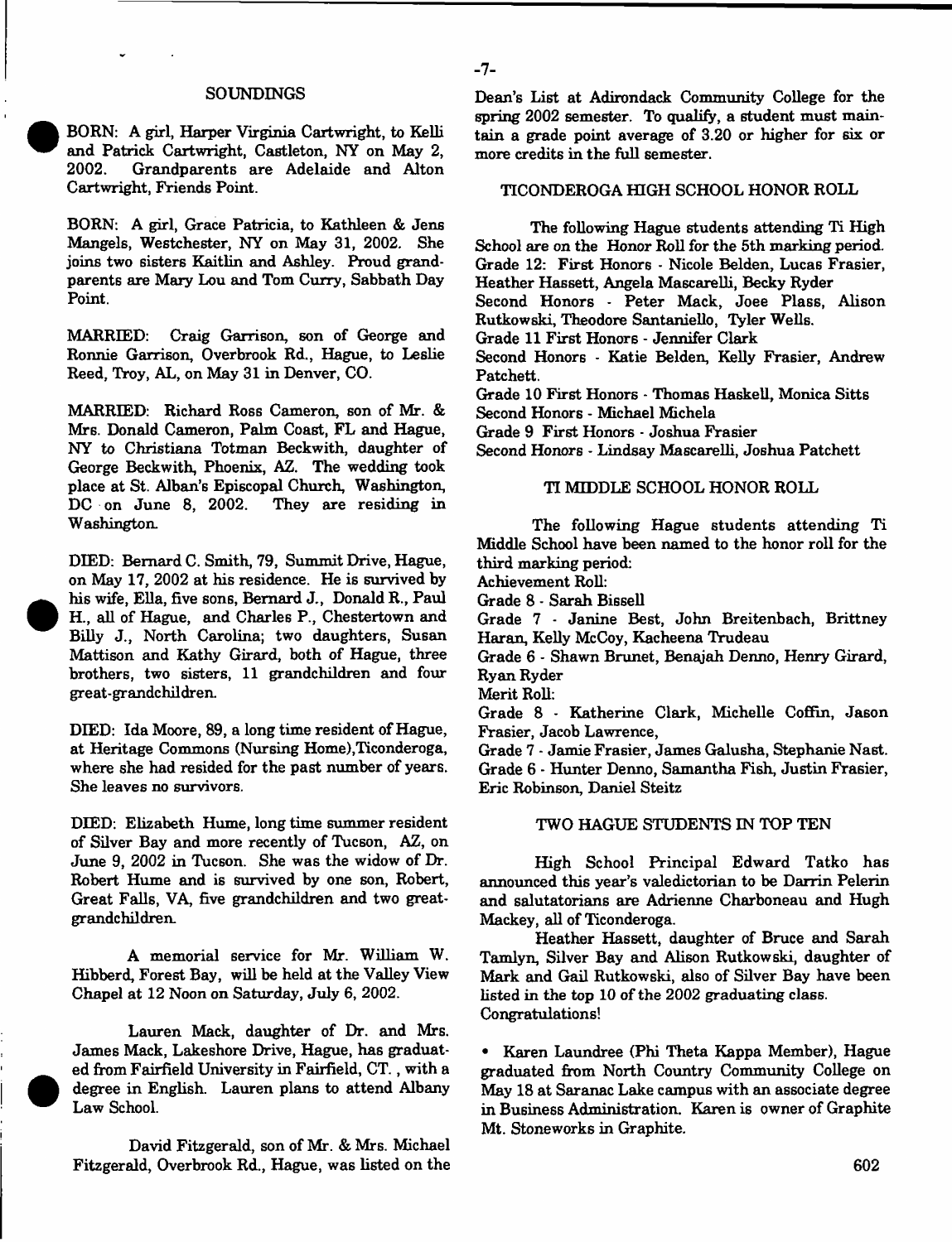## SOUNDINGS

BORN: A girl, Harper Virginia Cartwright, to Kelli and Patrick Cartwright, Castleton, NY on May 2, 2002. Grandparents are Adelaide and Alton Cartwright, Friends Point.

BORN: A girl, Grace Patricia, to Kathleen & Jens Mangels, Westchester, NY on May 31, 2002. She joins two sisters Kaitlin and Ashley. Proud grandparents are Mary Lou and Tom Curry, Sabbath Day Point.

MARRIED: Craig Garrison, son of George and Ronnie Garrison, Overbrook Rd., Hague, to Leslie Reed, Troy, AL, on May 31 in Denver, CO.

MARRIED: Richard Ross Cameron, son of Mr. & Mrs. Donald Cameron, Palm Coast, FL and Hague, NY to Christiana Totman Beckwith, daughter of George Beckwith, Phoenix, AZ. The wedding took place at St. Alban's Episcopal Church, Washington, DC on June 8, 2002. They are residing in Washington.

DIED: Bernard C. Smith, 79, Summit Drive, Hague, on May 17, 2002 at his residence. He is survived by his wife, Ella, five sons, Bernard J., Donald R., Paul H., all of Hague, and Charles P., Chestertown and Billy J., North Carolina; two daughters, Susan Mattison and Kathy Girard, both of Hague, three brothers, two sisters, 11 grandchildren and four great-grandchildren.

DIED: Ida Moore, 89, a long time resident of Hague, at Heritage Commons (Nursing Home),Ticonderoga, where she had resided for the past number of years. She leaves no survivors.

DIED: Elizabeth Hume, long time summer resident of Silver Bay and more recently of Tucson, AZ, on June 9, 2002 in Tucson. She was the widow of Dr. Robert Hume and is survived by one son, Robert, Great Falls, VA, five grandchildren and two great-grandchildren.

A memorial service for Mr. William W. Hibberd, Forest Bay, will be held at the Valley View Chapel at 12 Noon on Saturday, July 6, 2002.

Lauren Mack, daughter of Dr. and Mrs. James Mack, Lakeshore Drive, Hague, has graduated from Fairfield University in Fairfield, CT. , with a degree in English. Lauren plans to attend Albany Law School.

David Fitzgerald, son of Mr. & Mrs. Michael Fitzgerald, Overbrook Rd., Hague, was listed on the Dean's List at Adirondack Community College for the spring 2002 semester. To qualify, a student must maintain a grade point average of 3.20 or higher for six or more credits in the full semester.

## TICONDEROGA HIGH SCHOOL HONOR ROLL

The following Hague students attending Ti High School are on the Honor Roll for the 5th marking period.
Grade 12: First Honors - Nicole Belden, Lucas Frasier, Heather Hassett, Angela Mascarelli, Becky Ryder
Second Honors - Peter Mack, Joee Plass, Alison Rutkowski, Theodore Santaniello, Tyler Wells.
Grade 11 First Honors - Jennifer Clark
Second Honors - Katie Belden, Kelly Frasier, Andrew Patchett.
Grade 10 First Honors - Thomas Haskell, Monica Sitts
Second Honors - Michael Michela
Grade 9 First Honors - Joshua Frasier
Second Honors - Lindsay Mascarelli, Joshua Patchett

## TI MIDDLE SCHOOL HONOR ROLL

The following Hague students attending Ti Middle School have been named to the honor roll for the third marking period:
Achievement Roll:
Grade 8 - Sarah Bissell
Grade 7 - Janine Best, John Breitenbach, Brittney Haran, Kelly McCoy, Kacheena Trudeau
Grade 6 - Shawn Brunet, Benajah Denno, Henry Girard, Ryan Ryder
Merit Roll:
Grade 8 - Katherine Clark, Michelle Coffin, Jason Frasier, Jacob Lawrence,
Grade 7 - Jamie Frasier, James Galusha, Stephanie Nast.
Grade 6 - Hunter Denno, Samantha Fish, Justin Frasier, Eric Robinson, Daniel Steitz

## TWO HAGUE STUDENTS IN TOP TEN

High School Principal Edward Tatko has announced this year's valedictorian to be Darrin Pelerin and salutatorians are Adrienne Charboneau and Hugh Mackey, all of Ticonderoga.

Heather Hassett, daughter of Bruce and Sarah Tamlyn, Silver Bay and Alison Rutkowski, daughter of Mark and Gail Rutkowski, also of Silver Bay have been listed in the top 10 of the 2002 graduating class. Congratulations!

- Karen Laundree (Phi Theta Kappa Member), Hague graduated from North Country Community College on May 18 at Saranac Lake campus with an associate degree in Business Administration. Karen is owner of Graphite Mt. Stoneworks in Graphite.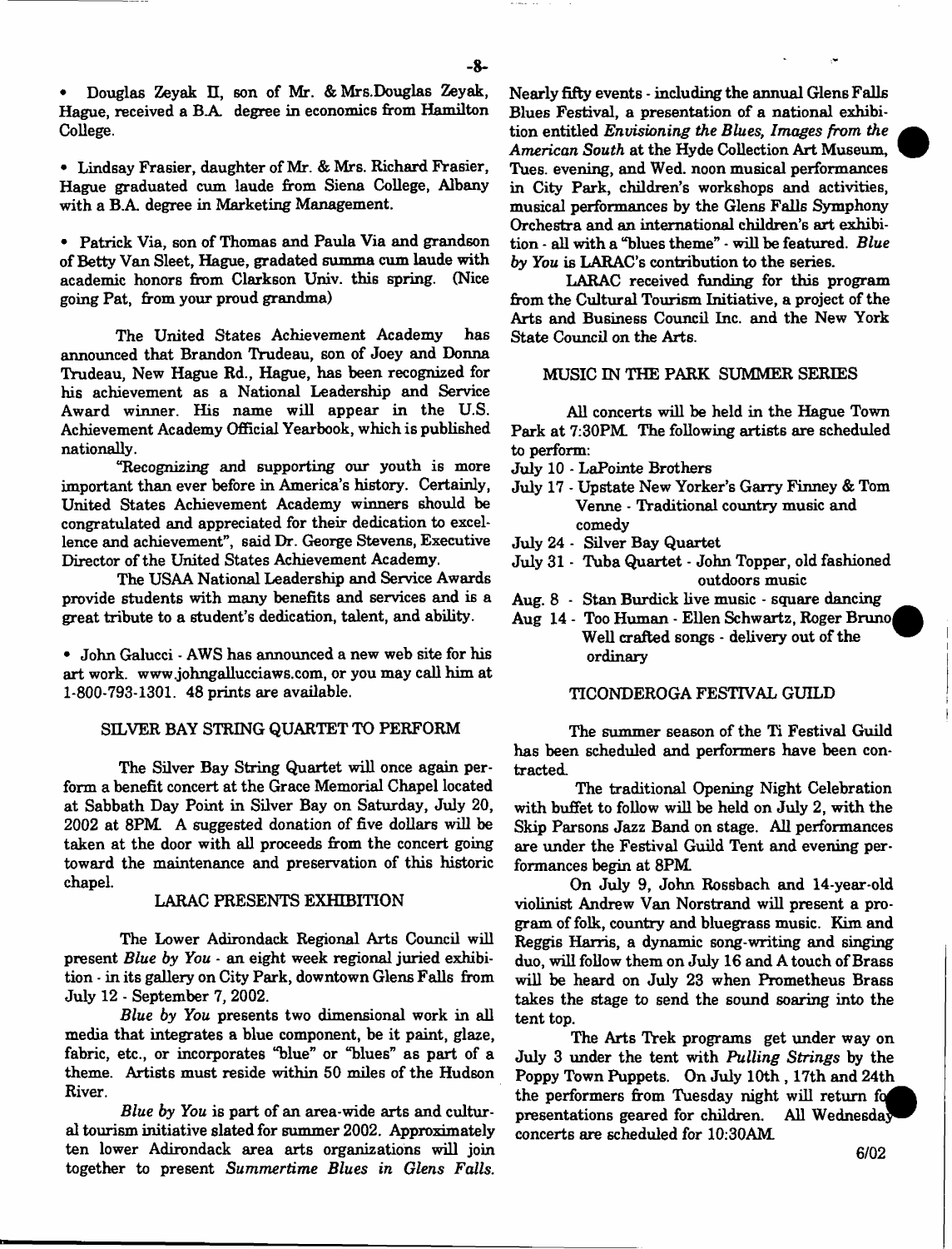• Douglas Zeyak II, son of Mr. & Mrs.Douglas Zeyak, Hague, received a B.A. degree in economics from Hamilton College.

• Lindsay Frasier, daughter of Mr. & Mrs. Richard Frasier, Hague graduated cum laude from Siena College, Albany with a B.A. degree in Marketing Management.

• Patrick Via, son of Thomas and Paula Via and grandson of Betty Van Sleet, Hague, gradated summa cum laude with academic honors from Clarkson Univ. this spring. (Nice going Pat, from your proud grandma)

The United States Achievement Academy has announced that Brandon Trudeau, son of Joey and Donna Trudeau, New Hague Rd., Hague, has been recognized for his achievement as a National Leadership and Service Award winner. His name will appear in the U.S. Achievement Academy Official Yearbook, which is published nationally.

"Recognizing and supporting our youth is more important than ever before in America's history. Certainly, United States Achievement Academy winners should be congratulated and appreciated for their dedication to excellence and achievement", said Dr. George Stevens, Executive Director of the United States Achievement Academy.

The USAA National Leadership and Service Awards provide students with many benefits and services and is a great tribute to a student's dedication, talent, and ability.

• John Galucci - AWS has announced a new web site for his art work. www.johngallucciaws.com, or you may call him at 1-800-793-1301. 48 prints are available.

## SILVER BAY STRING QUARTET TO PERFORM

The Silver Bay String Quartet will once again perform a benefit concert at the Grace Memorial Chapel located at Sabbath Day Point in Silver Bay on Saturday, July 20, 2002 at 8PM. A suggested donation of five dollars will be taken at the door with all proceeds from the concert going toward the maintenance and preservation of this historic chapel.

## LARAC PRESENTS EXHIBITION

The Lower Adirondack Regional Arts Council will present *Blue by You* - an eight week regional juried exhibition - in its gallery on City Park, downtown Glens Falls from July 12 - September 7, 2002.

*Blue by You* presents two dimensional work in all media that integrates a blue component, be it paint, glaze, fabric, etc., or incorporates "blue" or "blues" as part of a theme. Artists must reside within 50 miles of the Hudson River.

*Blue by You* is part of an area-wide arts and cultural tourism initiative slated for summer 2002. Approximately ten lower Adirondack area arts organizations will join together to present *Summertime Blues in Glens Falls.* Nearly fifty events - including the annual Glens Falls Blues Festival, a presentation of a national exhibition entitled *Envisioning the Blues, Images from the American South* at the Hyde Collection Art Museum, Tues. evening, and Wed. noon musical performances in City Park, children's workshops and activities, musical performances by the Glens Falls Symphony Orchestra and an international children's art exhibition - all with a "blues theme" - will be featured. *Blue by You* is LARAC's contribution to the series.

LARAC received funding for this program from the Cultural Tourism Initiative, a project of the Arts and Business Council Inc. and the New York State Council on the Arts.

## MUSIC IN THE PARK SUMMER SERIES

All concerts will be held in the Hague Town Park at 7:30PM. The following artists are scheduled to perform:

- July 10 - LaPointe Brothers
- July 17 - Upstate New Yorker's Garry Finney & Tom Venne - Traditional country music and comedy
- July 24 - Silver Bay Quartet
- July 31 - Tuba Quartet - John Topper, old fashioned outdoors music
- Aug. 8 - Stan Burdick live music - square dancing
- Aug 14 - Too Human - Ellen Schwartz, Roger Bruno Well crafted songs - delivery out of the ordinary

## TICONDEROGA FESTIVAL GUILD

The summer season of the Ti Festival Guild has been scheduled and performers have been contracted.

The traditional Opening Night Celebration with buffet to follow will be held on July 2, with the Skip Parsons Jazz Band on stage. All performances are under the Festival Guild Tent and evening performances begin at 8PM.

On July 9, John Rossbach and 14-year-old violinist Andrew Van Norstrand will present a program of folk, country and bluegrass music. Kim and Reggis Harris, a dynamic song-writing and singing duo, will follow them on July 16 and A touch of Brass will be heard on July 23 when Prometheus Brass takes the stage to send the sound soaring into the tent top.

The Arts Trek programs get under way on July 3 under the tent with *Pulling Strings* by the Poppy Town Puppets. On July 10th, 17th and 24th the performers from Tuesday night will return for presentations geared for children. All Wednesday concerts are scheduled for 10:30AM.

6/02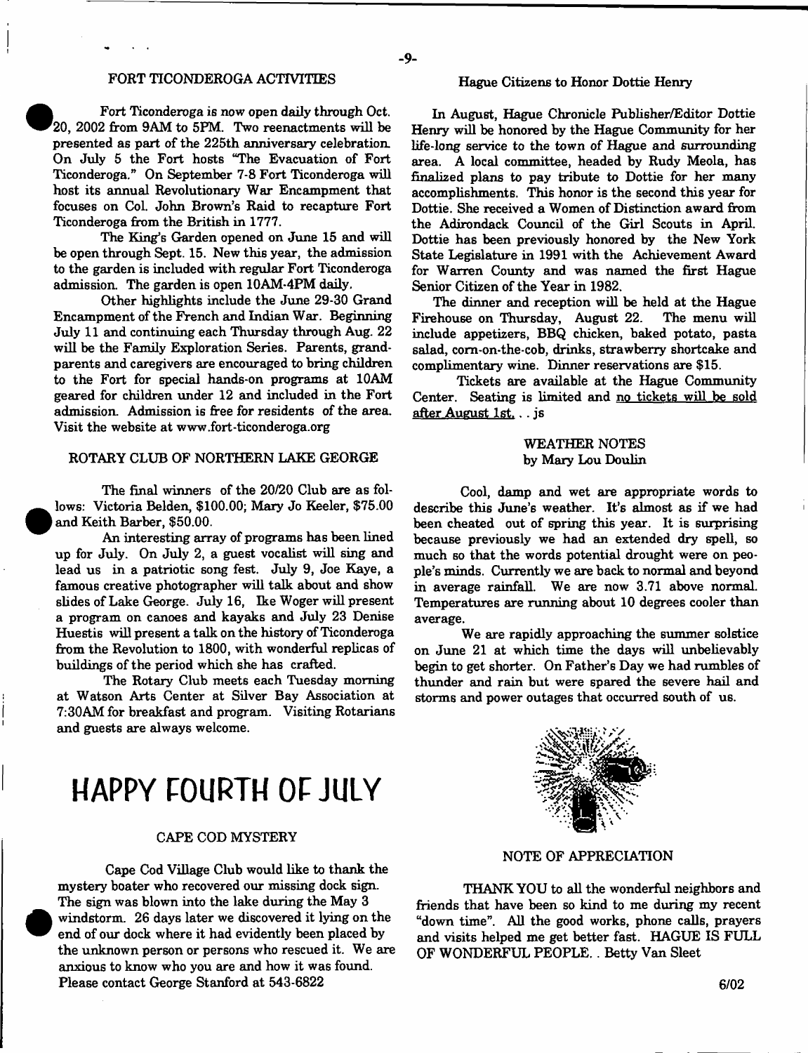## FORT TICONDEROGA ACTIVITIES

Fort Ticonderoga is now open daily through Oct. 20, 2002 from 9AM to 5PM. Two reenactments will be presented as part of the 225th anniversary celebration. On July 5 the Fort hosts "The Evacuation of Fort Ticonderoga." On September 7-8 Fort Ticonderoga will host its annual Revolutionary War Encampment that focuses on Col. John Brown's Raid to recapture Fort Ticonderoga from the British in 1777.

The King's Garden opened on June 15 and will be open through Sept. 15. New this year, the admission to the garden is included with regular Fort Ticonderoga admission. The garden is open 10AM-4PM daily.

Other highlights include the June 29-30 Grand Encampment of the French and Indian War. Beginning July 11 and continuing each Thursday through Aug. 22 will be the Family Exploration Series. Parents, grandparents and caregivers are encouraged to bring children to the Fort for special hands-on programs at 10AM geared for children under 12 and included in the Fort admission. Admission is free for residents of the area. Visit the website at www.fort-ticonderoga.org

## ROTARY CLUB OF NORTHERN LAKE GEORGE

The final winners of the 20/20 Club are as follows: Victoria Belden, $100.00; Mary Jo Keeler, $75.00 and Keith Barber, $50.00.

An interesting array of programs has been lined up for July. On July 2, a guest vocalist will sing and lead us in a patriotic song fest. July 9, Joe Kaye, a famous creative photographer will talk about and show slides of Lake George. July 16, Ike Woger will present a program on canoes and kayaks and July 23 Denise Huestis will present a talk on the history of Ticonderoga from the Revolution to 1800, with wonderful replicas of buildings of the period which she has crafted.

The Rotary Club meets each Tuesday morning at Watson Arts Center at Silver Bay Association at 7:30AM for breakfast and program. Visiting Rotarians and guests are always welcome.

# HAPPY FOURTH OF JULY

## CAPE COD MYSTERY

Cape Cod Village Club would like to thank the mystery boater who recovered our missing dock sign. The sign was blown into the lake during the May 3 windstorm. 26 days later we discovered it lying on the end of our dock where it had evidently been placed by the unknown person or persons who rescued it. We are anxious to know who you are and how it was found. Please contact George Stanford at 543-6822

## Hague Citizens to Honor Dottie Henry

In August, Hague Chronicle Publisher/Editor Dottie Henry will be honored by the Hague Community for her life-long service to the town of Hague and surrounding area. A local committee, headed by Rudy Meola, has finalized plans to pay tribute to Dottie for her many accomplishments. This honor is the second this year for Dottie. She received a Women of Distinction award from the Adirondack Council of the Girl Scouts in April. Dottie has been previously honored by the New York State Legislature in 1991 with the Achievement Award for Warren County and was named the first Hague Senior Citizen of the Year in 1982.

The dinner and reception will be held at the Hague Firehouse on Thursday, August 22. The menu will include appetizers, BBQ chicken, baked potato, pasta salad, corn-on-the-cob, drinks, strawberry shortcake and complimentary wine. Dinner reservations are $15.

Tickets are available at the Hague Community Center. Seating is limited and no tickets will be sold after August 1st. . . js

## WEATHER NOTES
by Mary Lou Doulin

Cool, damp and wet are appropriate words to describe this June's weather. It's almost as if we had been cheated out of spring this year. It is surprising because previously we had an extended dry spell, so much so that the words potential drought were on people's minds. Currently we are back to normal and beyond in average rainfall. We are now 3.71 above normal. Temperatures are running about 10 degrees cooler than average.

We are rapidly approaching the summer solstice on June 21 at which time the days will unbelievably begin to get shorter. On Father's Day we had rumbles of thunder and rain but were spared the severe hail and storms and power outages that occurred south of us.

## NOTE OF APPRECIATION

THANK YOU to all the wonderful neighbors and friends that have been so kind to me during my recent "down time". All the good works, phone calls, prayers and visits helped me get better fast. HAGUE IS FULL OF WONDERFUL PEOPLE. . Betty Van Sleet

6/02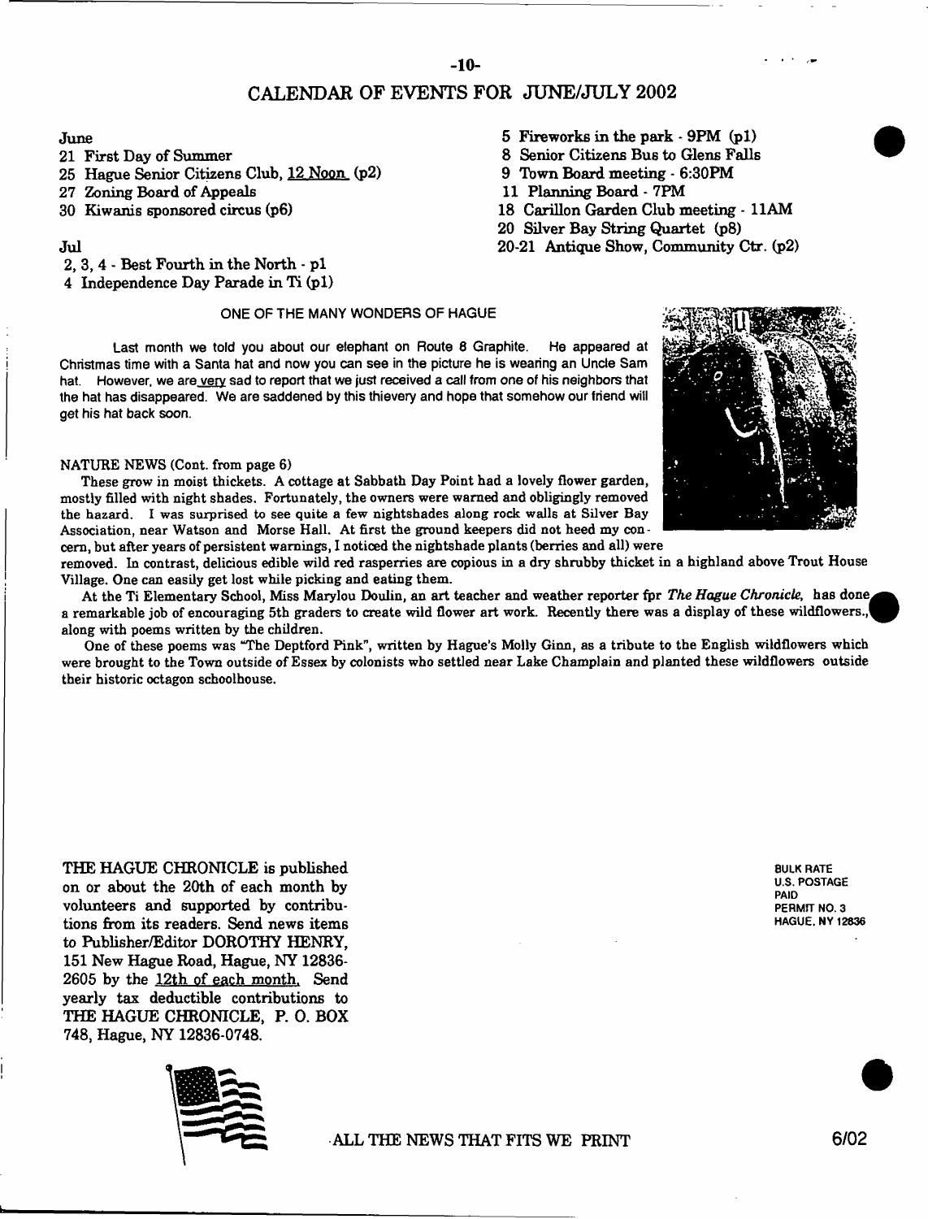# CALENDAR OF EVENTS FOR JUNE/JULY 2002

June
21 First Day of Summer
25 Hague Senior Citizens Club, 12 Noon (p2)
27 Zoning Board of Appeals
30 Kiwanis sponsored circus (p6)

Jul
2, 3, 4 - Best Fourth in the North - p1
4 Independence Day Parade in Ti (p1)
5 Fireworks in the park - 9PM (p1)
8 Senior Citizens Bus to Glens Falls
9 Town Board meeting - 6:30PM
11 Planning Board - 7PM
18 Carillon Garden Club meeting - 11AM
20 Silver Bay String Quartet (p8)
20-21 Antique Show, Community Ctr. (p2)

## ONE OF THE MANY WONDERS OF HAGUE

Last month we told you about our elephant on Route 8 Graphite. He appeared at Christmas time with a Santa hat and now you can see in the picture he is wearing an Uncle Sam hat. However, we are very sad to report that we just received a call from one of his neighbors that the hat has disappeared. We are saddened by this thievery and hope that somehow our friend will get his hat back soon.

## NATURE NEWS (Cont. from page 6)

These grow in moist thickets. A cottage at Sabbath Day Point had a lovely flower garden, mostly filled with night shades. Fortunately, the owners were warned and obligingly removed the hazard. I was surprised to see quite a few nightshades along rock walls at Silver Bay Association, near Watson and Morse Hall. At first the ground keepers did not heed my concern, but after years of persistent warnings, I noticed the nightshade plants (berries and all) were removed. In contrast, delicious edible wild red rasperries are copious in a dry shrubby thicket in a highland above Trout House Village. One can easily get lost while picking and eating them.

At the Ti Elementary School, Miss Marylou Doulin, an art teacher and weather reporter fpr *The Hague Chronicle*, has done a remarkable job of encouraging 5th graders to create wild flower art work. Recently there was a display of these wildflowers., along with poems written by the children.

One of these poems was "The Deptford Pink", written by Hague's Molly Ginn, as a tribute to the English wildflowers which were brought to the Town outside of Essex by colonists who settled near Lake Champlain and planted these wildflowers outside their historic octagon schoolhouse.

THE HAGUE CHRONICLE is published on or about the 20th of each month by volunteers and supported by contributions from its readers. Send news items to Publisher/Editor DOROTHY HENRY, 151 New Hague Road, Hague, NY 12836-2605 by the 12th of each month. Send yearly tax deductible contributions to THE HAGUE CHRONICLE, P. O. BOX 748, Hague, NY 12836-0748.

BULK RATE
U.S. POSTAGE
PAID
PERMIT NO. 3
HAGUE, NY 12836

ALL THE NEWS THAT FITS WE PRINT

6/02